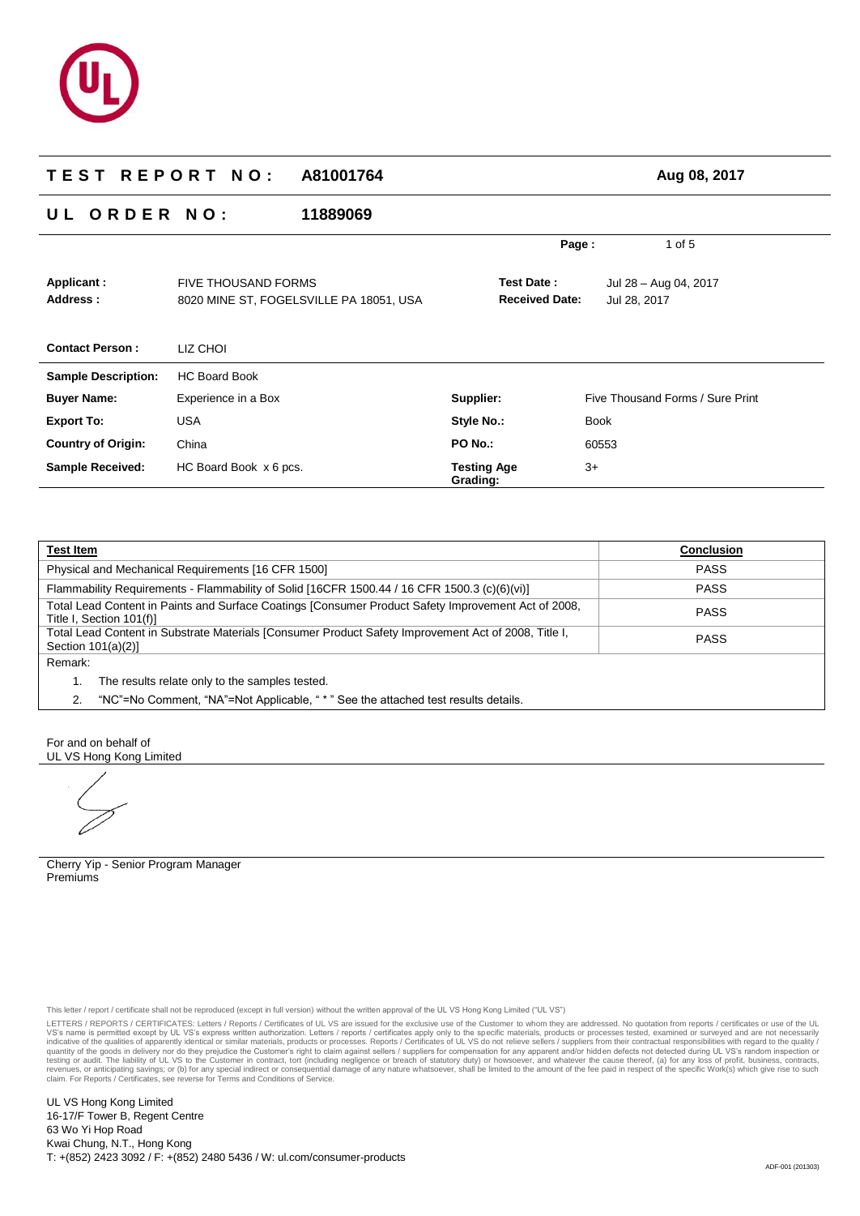# TEST REPORT NO: A81001764

**Aug 08, 2017**

## UL ORDER NO: 11889069

| | | | |
|---|---|---|---|
| **Applicant :** | FIVE THOUSAND FORMS | **Test Date :** | Jul 28 – Aug 04, 2017 |
| **Address :** | 8020 MINE ST, FOGELSVILLE PA 18051, USA | **Received Date:** | Jul 28, 2017 |
| **Contact Person :** | LIZ CHOI | | |

| | | | |
|---|---|---|---|
| **Sample Description:** | HC Board Book | | |
| **Buyer Name:** | Experience in a Box | **Supplier:** | Five Thousand Forms / Sure Print |
| **Export To:** | USA | **Style No.:** | Book |
| **Country of Origin:** | China | **PO No.:** | 60553 |
| **Sample Received:** | HC Board Book x 6 pcs. | **Testing Age Grading:** | 3+ |

| **Test Item** | **Conclusion** |
|---|---|
| Physical and Mechanical Requirements [16 CFR 1500] | PASS |
| Flammability Requirements - Flammability of Solid [16CFR 1500.44 / 16 CFR 1500.3 (c)(6)(vi)] | PASS |
| Total Lead Content in Paints and Surface Coatings [Consumer Product Safety Improvement Act of 2008, Title I, Section 101(f)] | PASS |
| Total Lead Content in Substrate Materials [Consumer Product Safety Improvement Act of 2008, Title I, Section 101(a)(2)] | PASS |

Remark:

1. The results relate only to the samples tested.
2. "NC"=No Comment, "NA"=Not Applicable, " * " See the attached test results details.

For and on behalf of
UL VS Hong Kong Limited

Cherry Yip - Senior Program Manager
Premiums

This letter / report / certificate shall not be reproduced (except in full version) without the written approval of the UL VS Hong Kong Limited ("UL VS")

LETTERS / REPORTS / CERTIFICATES: Letters / Reports / Certificates of UL VS are issued for the exclusive use of the Customer to whom they are addressed. No quotation from reports / certificates or use of the UL VS's name is permitted except by UL VS's express written authorization. Letters / reports / certificates apply only to the specific materials, products or processes tested, examined or surveyed and are not necessarily indicative of the qualities of apparently identical or similar materials, products or processes. Reports / Certificates of UL VS do not relieve sellers / suppliers from their contractual responsibilities with regard to the quality / quantity of the goods in delivery nor do they prejudice the Customer's right to claim against sellers / suppliers for compensation for any apparent and/or hidden defects not detected during UL VS's random inspection or testing or audit. The liability of UL VS to the Customer in contract, tort (including negligence or breach of statutory duty) or howsoever, and whatever the cause thereof, (a) for any loss of profit, business, contracts, revenues, or anticipating savings; or (b) for any special indirect or consequential damage of any nature whatsoever, shall be limited to the amount of the fee paid in respect of the specific Work(s) which give rise to such claim. For Reports / Certificates, see reverse for Terms and Conditions of Service.

UL VS Hong Kong Limited
16-17/F Tower B, Regent Centre
63 Wo Yi Hop Road
Kwai Chung, N.T., Hong Kong
T: +(852) 2423 3092 / F: +(852) 2480 5436 / W: ul.com/consumer-products

ADF-001 (201303)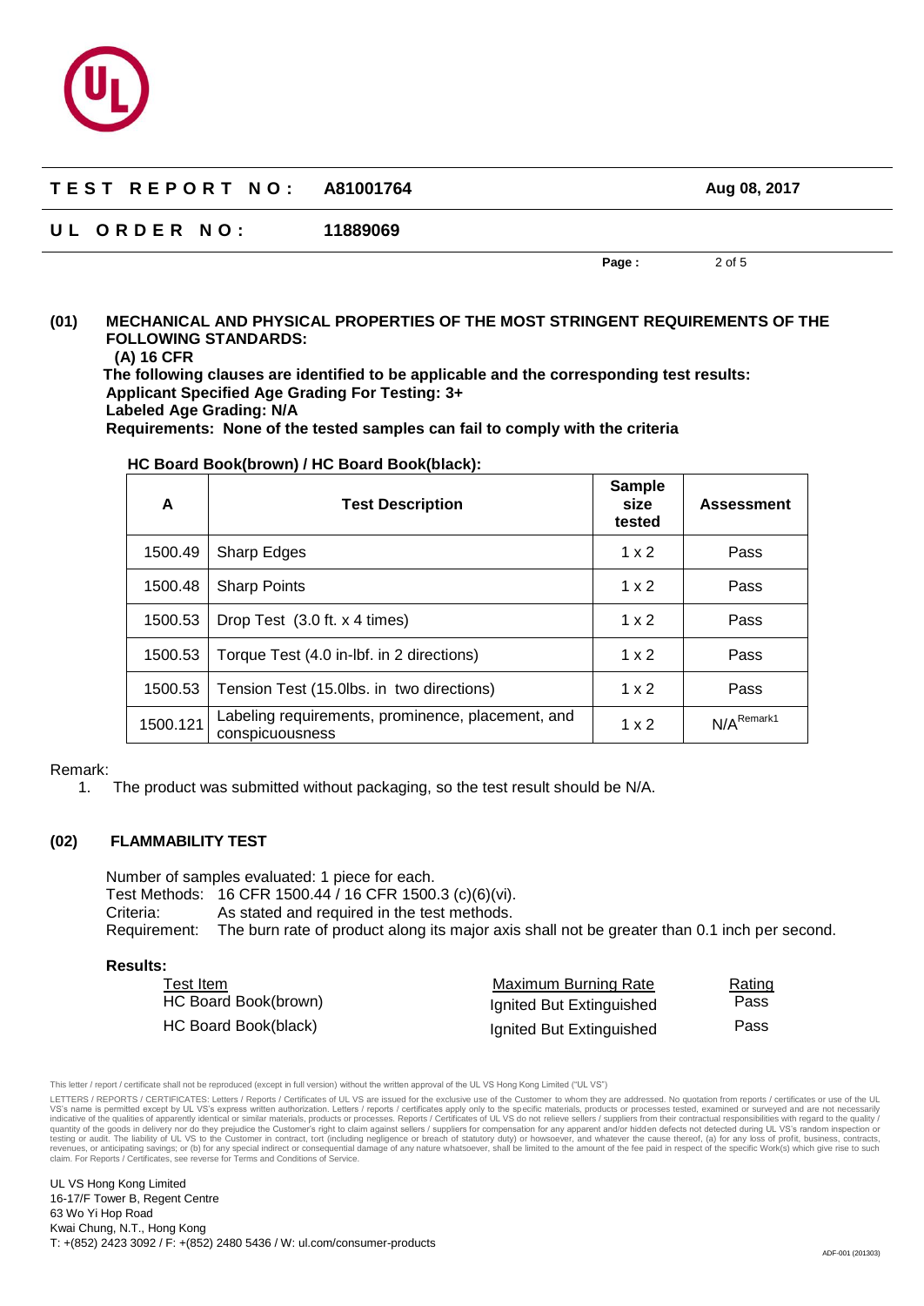**TEST REPORT NO: A81001764** **Aug 08, 2017**

**UL ORDER NO: 11889069**

## (01) MECHANICAL AND PHYSICAL PROPERTIES OF THE MOST STRINGENT REQUIREMENTS OF THE FOLLOWING STANDARDS:

**(A) 16 CFR**

**The following clauses are identified to be applicable and the corresponding test results:**

**Applicant Specified Age Grading For Testing: 3+**

**Labeled Age Grading: N/A**

**Requirements: None of the tested samples can fail to comply with the criteria**

**HC Board Book(brown) / HC Board Book(black):**

| A | Test Description | Sample size tested | Assessment |
|---|---|---|---|
| 1500.49 | Sharp Edges | 1 x 2 | Pass |
| 1500.48 | Sharp Points | 1 x 2 | Pass |
| 1500.53 | Drop Test (3.0 ft. x 4 times) | 1 x 2 | Pass |
| 1500.53 | Torque Test (4.0 in-lbf. in 2 directions) | 1 x 2 | Pass |
| 1500.53 | Tension Test (15.0lbs. in two directions) | 1 x 2 | Pass |
| 1500.121 | Labeling requirements, prominence, placement, and conspicuousness | 1 x 2 | N/A[Remark1] |

Remark:

1. The product was submitted without packaging, so the test result should be N/A.

## (02) FLAMMABILITY TEST

Number of samples evaluated: 1 piece for each.

Test Methods: 16 CFR 1500.44 / 16 CFR 1500.3 (c)(6)(vi).

Criteria: As stated and required in the test methods.

Requirement: The burn rate of product along its major axis shall not be greater than 0.1 inch per second.

**Results:**

| Test Item | Maximum Burning Rate | Rating |
|---|---|---|
| HC Board Book(brown) | Ignited But Extinguished | Pass |
| HC Board Book(black) | Ignited But Extinguished | Pass |

This letter / report / certificate shall not be reproduced (except in full version) without the written approval of the UL VS Hong Kong Limited ("UL VS")

LETTERS / REPORTS / CERTIFICATES: Letters / Reports / Certificates of UL VS are issued for the exclusive use of the Customer to whom they are addressed. No quotation from reports / certificates or use of the UL VS's name is permitted except by UL VS's express written authorization. Letters / reports / certificates apply only to the specific materials, products or processes tested, examined or surveyed and are not necessarily indicative of the qualities of apparently identical or similar materials, products or processes. Reports / Certificates of UL VS do not relieve sellers / suppliers from their contractual responsibilities with regard to the quality / quantity of the goods in delivery nor do they prejudice the Customer's right to claim against sellers / suppliers for compensation for any apparent and/or hidden defects not detected during UL VS's random inspection or testing or audit. The liability of UL VS to the Customer in contract, tort (including negligence or breach of statutory duty) or howsoever, and whatever the cause thereof, (a) for any loss of profit, business, contracts, revenues, or anticipating savings; or (b) for any special indirect or consequential damage of any nature whatsoever, shall be limited to the amount of the fee paid in respect of the specific Work(s) which give rise to such claim. For Reports / Certificates, see reverse for Terms and Conditions of Service.

UL VS Hong Kong Limited
16-17/F Tower B, Regent Centre
63 Wo Yi Hop Road
Kwai Chung, N.T., Hong Kong
T: +(852) 2423 3092 / F: +(852) 2480 5436 / W: ul.com/consumer-products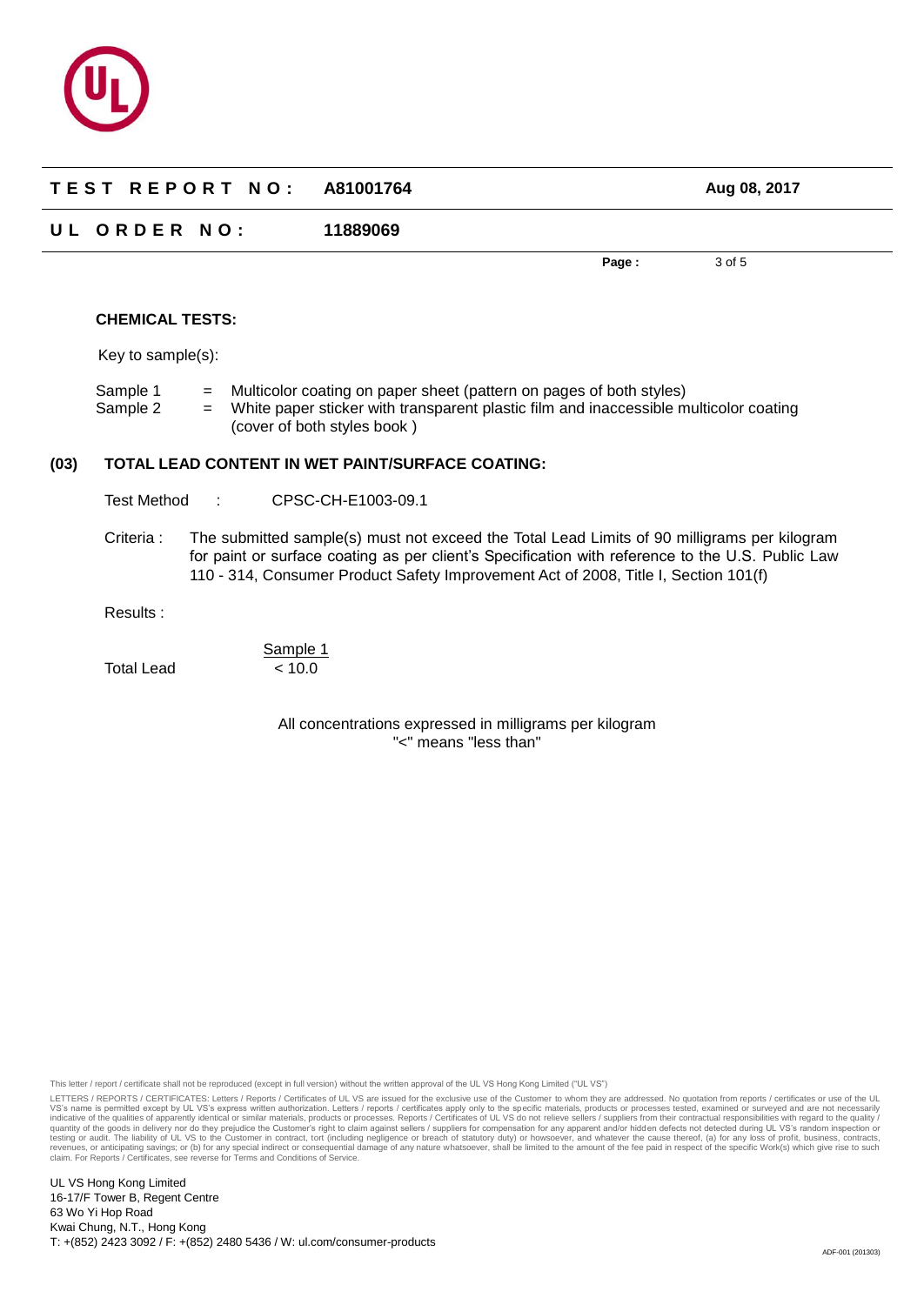**TEST REPORT NO:** A81001764 — Aug 08, 2017

**UL ORDER NO:** 11889069

### CHEMICAL TESTS:

Key to sample(s):

Sample 1 = Multicolor coating on paper sheet (pattern on pages of both styles)
Sample 2 = White paper sticker with transparent plastic film and inaccessible multicolor coating (cover of both styles book )

### (03) TOTAL LEAD CONTENT IN WET PAINT/SURFACE COATING:

Test Method : CPSC-CH-E1003-09.1

Criteria : The submitted sample(s) must not exceed the Total Lead Limits of 90 milligrams per kilogram for paint or surface coating as per client's Specification with reference to the U.S. Public Law 110 - 314, Consumer Product Safety Improvement Act of 2008, Title I, Section 101(f)

Results :

| | Sample 1 |
|---|---|
| Total Lead | < 10.0 |

All concentrations expressed in milligrams per kilogram
"<" means "less than"

This letter / report / certificate shall not be reproduced (except in full version) without the written approval of the UL VS Hong Kong Limited ("UL VS")

LETTERS / REPORTS / CERTIFICATES: Letters / Reports / Certificates of UL VS are issued for the exclusive use of the Customer to whom they are addressed. No quotation from reports / certificates or use of the UL VS's name is permitted except by UL VS's express written authorization. Letters / reports / certificates apply only to the specific materials, products or processes tested, examined or surveyed and are not necessarily indicative of the qualities of apparently identical or similar materials, products or processes. Reports / Certificates of UL VS do not relieve sellers / suppliers from their contractual responsibilities with regard to the quality / quantity of the goods in delivery nor do they prejudice the Customer's right to claim against sellers / suppliers for compensation for any apparent and/or hidden defects not detected during UL VS's random inspection or testing or audit. The liability of UL VS to the Customer in contract, tort (including negligence or breach of statutory duty) or howsoever, and whatever the cause thereof, (a) for any loss of profit, business, contracts, revenues, or anticipating savings; or (b) for any special indirect or consequential damage of any nature whatsoever, shall be limited to the amount of the fee paid in respect of the specific Work(s) which give rise to such claim. For Reports / Certificates, see reverse for Terms and Conditions of Service.

UL VS Hong Kong Limited
16-17/F Tower B, Regent Centre
63 Wo Yi Hop Road
Kwai Chung, N.T., Hong Kong
T: +(852) 2423 3092 / F: +(852) 2480 5436 / W: ul.com/consumer-products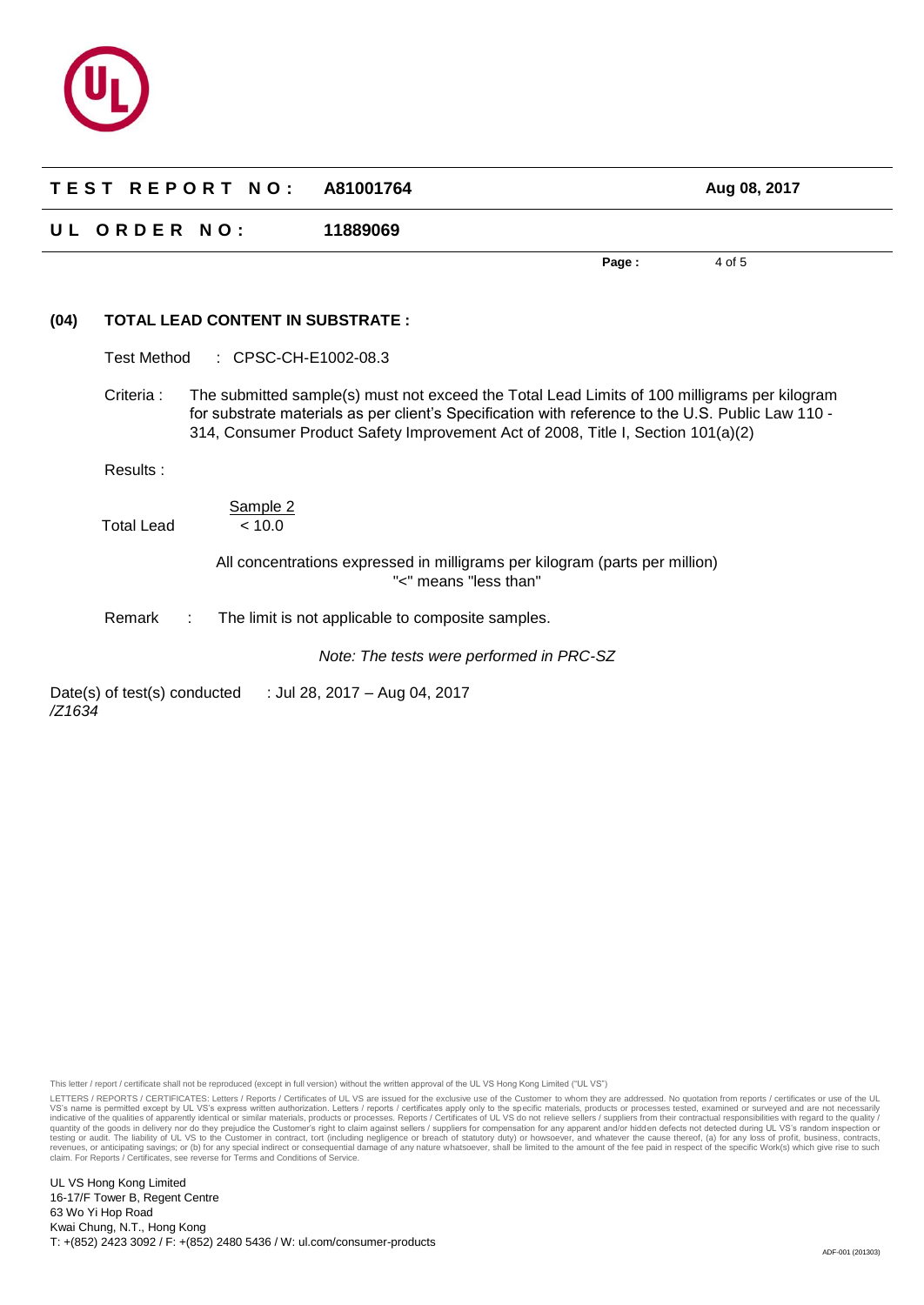## (04) TOTAL LEAD CONTENT IN SUBSTRATE :

Test Method : CPSC-CH-E1002-08.3

Criteria : The submitted sample(s) must not exceed the Total Lead Limits of 100 milligrams per kilogram for substrate materials as per client's Specification with reference to the U.S. Public Law 110 - 314, Consumer Product Safety Improvement Act of 2008, Title I, Section 101(a)(2)

Results :

| | Sample 2 |
|---|---|
| Total Lead | < 10.0 |

All concentrations expressed in milligrams per kilogram (parts per million)
"<" means "less than"

Remark : The limit is not applicable to composite samples.

*Note: The tests were performed in PRC-SZ*

Date(s) of test(s) conducted : Jul 28, 2017 – Aug 04, 2017

*/Z1634*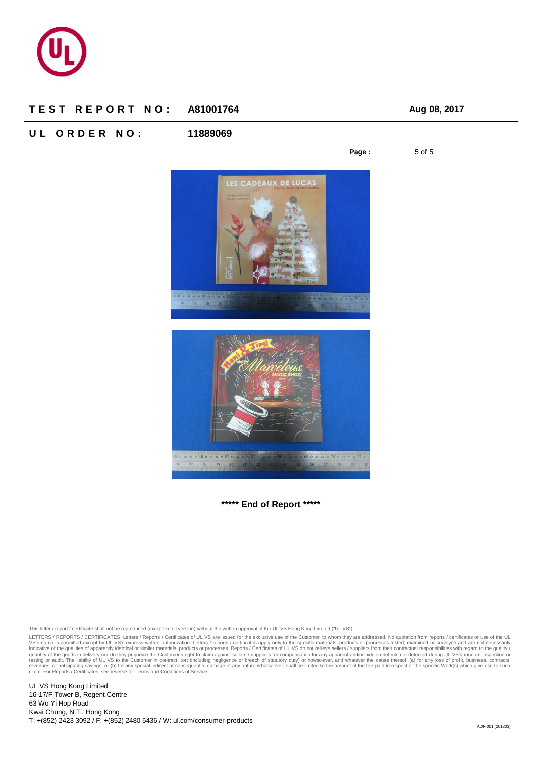**TEST REPORT NO:** A81001764 — Aug 08, 2017

**UL ORDER NO:** 11889069

***** End of Report *****

This letter / report / certificate shall not be reproduced (except in full version) without the written approval of the UL VS Hong Kong Limited ("UL VS")

LETTERS / REPORTS / CERTIFICATES: Letters / Reports / Certificates of UL VS are issued for the exclusive use of the Customer to whom they are addressed. No quotation from reports / certificates or use of the UL VS's name is permitted except by UL VS's express written authorization. Letters / reports / certificates apply only to the specific materials, products or processes tested, examined or surveyed and are not necessarily indicative of the qualities of apparently identical or similar materials, products or processes. Reports / Certificates of UL VS do not relieve sellers / suppliers from their contractual responsibilities with regard to the quality / quantity of the goods in delivery nor do they prejudice the Customer's right to claim against sellers / suppliers for compensation for any apparent and/or hidden defects not detected during UL VS's random inspection or testing or audit. The liability of UL VS to the Customer in contract, tort (including negligence or breach of statutory duty) or howsoever, and whatever the cause thereof, (a) for any loss of profit, business, contracts, revenues, or anticipating savings; or (b) for any special indirect or consequential damage of any nature whatsoever, shall be limited to the amount of the fee paid in respect of the specific Work(s) which give rise to such claim. For Reports / Certificates, see reverse for Terms and Conditions of Service.

UL VS Hong Kong Limited
16-17/F Tower B, Regent Centre
63 Wo Yi Hop Road
Kwai Chung, N.T., Hong Kong
T: +(852) 2423 3092 / F: +(852) 2480 5436 / W: ul.com/consumer-products

ADF-001 (201303)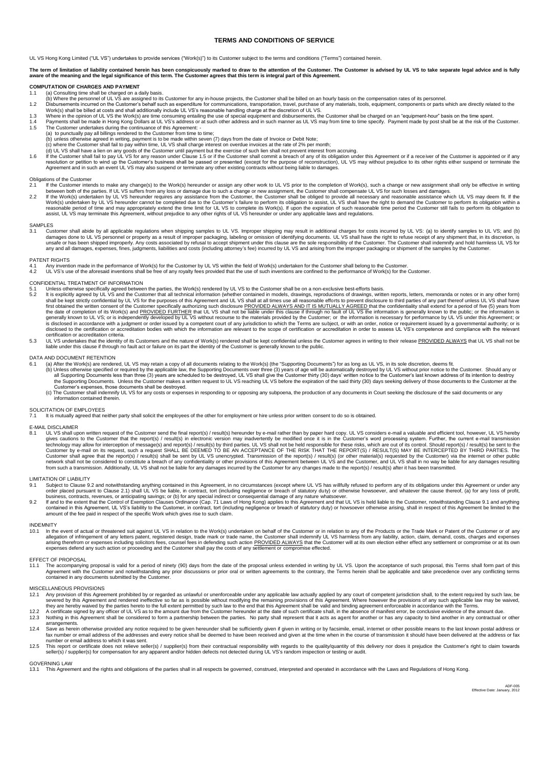# TERMS AND CONDITIONS OF SERVICE

UL VS Hong Kong Limited ("UL VS") undertakes to provide services ("Work(s)") to its Customer subject to the terms and conditions ("Terms") contained herein.

**The term of limitation of liability contained herein has been conspicuously marked to draw to the attention of the Customer. The Customer is advised by UL VS to take separate legal advice and is fully aware of the meaning and the legal significance of this term. The Customer agrees that this term is integral part of this Agreement.**

## COMPUTATION OF CHARGES AND PAYMENT

1.1 (a) Consulting time shall be charged on a daily basis.
(b) Where the personnel of UL VS are assigned to its Customer for any in-house projects, the Customer shall be billed on an hourly basis on the compensation rates of its personnel.

1.2 Disbursements incurred on the Customer's behalf such as expenditure for communications, transportation, travel, purchase of any materials, tools, equipment, components or parts which are directly related to the Work(s) shall be billed at costs and shall additionally include UL VS's reasonable handling charge at the discretion of UL VS.

1.3 Where in the opinion of UL VS the Work(s) are time consuming entailing the use of special equipment and disbursements, the Customer shall be charged on an "equipment-hour" basis on the time spent.

1.4 Payments shall be made in Hong Kong Dollars at UL VS's address or at such other address and in such manner as UL VS may from time to time specify. Payment made by post shall be at the risk of the Customer.

1.5 The Customer undertakes during the continuance of this Agreement: -
(a) to punctually pay all billings rendered to the Customer from time to time;
(b) unless otherwise agreed in writing, payment is to be made within seven (7) days from the date of Invoice or Debit Note;
(c) where the Customer shall fail to pay within time, UL VS shall charge interest on overdue invoices at the rate of 2% per month;
(d) UL VS shall have a lien on any goods of the Customer until payment but the exercise of such lien shall not prevent interest from accruing.

1.6 If the Customer shall fail to pay UL VS for any reason under Clause 1.5 or if the Customer shall commit a breach of any of its obligation under this Agreement or if a receiver of the Customer is appointed or if any resolution or petition to wind up the Customer's business shall be passed or presented (except for the purpose of reconstruction), UL VS may without prejudice to its other rights either suspend or terminate the Agreement and in such an event UL VS may also suspend or terminate any other existing contracts without being liable to damages.

## Obligations of the Customer

2.1 If the Customer intends to make any change(s) to the Work(s) hereunder or assign any other work to UL VS prior to the completion of Work(s), such a change or new assignment shall only be effective in writing between both of the parties. If UL VS suffers from any loss or damage due to such a change or new assignment, the Customer shall compensate UL VS for such losses and damages.

2.2 If the Work(s) undertaken by UL VS hereunder requires any assistance from the Customer, the Customer shall be obliged to provide all necessary and reasonable assistance which UL VS may deem fit. If the Work(s) undertaken by UL VS hereunder cannot be completed due to the Customer's failure to perform its obligation to assist, UL VS shall have the right to demand the Customer to perform its obligation within a reasonable period of time and may appropriately extend the time limit for UL VS to complete its Work(s). If upon the expiration of such reasonable time period the Customer still fails to perform its obligation to assist, UL VS may terminate this Agreement, without prejudice to any other rights of UL VS hereunder or under any applicable laws and regulations.

## SAMPLES

3.1 Customer shall abide by all applicable regulations when shipping samples to UL VS. Improper shipping may result in additional charges for costs incurred by UL VS: (a) to identify samples to UL VS; and (b) damages done to UL VS personnel or property as a result of improper packaging, labeling or omission of identifying documents. UL VS shall have the right to refuse receipt of any shipment that, in its discretion, is unsafe or has been shipped improperly. Any costs associated by refusal to accept shipment under this clause are the sole responsibility of the Customer. The Customer shall indemnify and hold harmless UL VS for any and all damages, expenses, fines, judgments, liabilities and costs (including attorney's fee) incurred by UL VS and arising from the improper packaging or shipment of the samples by the Customer.

## PATENT RIGHTS

4.1 Any invention made in the performance of Work(s) for the Customer by UL VS within the field of Work(s) undertaken for the Customer shall belong to the Customer.

4.2 UL VS's use of the aforesaid inventions shall be free of any royalty fees provided that the use of such inventions are confined to the performance of Work(s) for the Customer.

## CONFIDENTIAL TREATMENT OF INFORMATION

5.1 Unless otherwise specifically agreed between the parties, the Work(s) rendered by UL VS to the Customer shall be on a non-exclusive best-efforts basis.

5.2 It is explicitly agreed by UL VS and the Customer that all technical information (whether contained in models, drawings, reproductions of drawings, written reports, letters, memoranda or notes or in any other form) shall be kept strictly confidential by UL VS for the purposes of this Agreement and UL VS shall at all times use all reasonable efforts to prevent disclosure to third parties of any part thereof unless UL VS shall have first obtained the written consent of the Customer specifically authorizing such disclosure PROVIDED ALWAYS AND IT IS MUTUALLY AGREED that the confidentiality shall extend for a period of five (5) years from the date of completion of its Work(s) and PROVIDED FURTHER that UL VS shall not be liable under this clause if through no fault of UL VS the information is generally known to the public; or the information is generally known to UL VS; or is independently developed by UL VS without recourse to the materials provided by the Customer; or the information is necessary for performance by UL VS under this Agreement; or is disclosed in accordance with a judgment or order issued by a competent court of any jurisdiction to which the Terms are subject, or with an order, notice or requirement issued by a governmental authority; or is disclosed to the certification or accreditation bodies with which the information are relevant to the scope of certification or accreditation in order to assess UL VS's competence and compliance with the relevant certification or accreditation criteria.

5.3 UL VS undertakes that the identity of its Customers and the nature of Work(s) rendered shall be kept confidential unless the Customer agrees in writing to their release PROVIDED ALWAYS that UL VS shall not be liable under this clause if through no fault act or failure on its part the identity of the Customer is generally known to the public.

## DATA AND DOCUMENT RETENTION

6.1 (a) After the Work(s) are rendered, UL VS may retain a copy of all documents relating to the Work(s) (the "Supporting Documents") for as long as UL VS, in its sole discretion, deems fit.
(b) Unless otherwise specified or required by the applicable law, the Supporting Documents over three (3) years of age will be automatically destroyed by UL VS without prior notice to the Customer. Should any or all Supporting Documents less than three (3) years are scheduled to be destroyed, UL VS shall give the Customer thirty (30) days' written notice to the Customer's last known address of its intention to destroy the Supporting Documents. Unless the Customer makes a written request to UL VS reaching UL VS before the expiration of the said thirty (30) days seeking delivery of those documents to the Customer at the Customer's expenses, those documents shall be destroyed.
(c) The Customer shall indemnify UL VS for any costs or expenses in responding to or opposing any subpoena, the production of any documents in Court seeking the disclosure of the said documents or any information contained therein.

## SOLICITATION OF EMPLOYEES

7.1 It is mutually agreed that neither party shall solicit the employees of the other for employment or hire unless prior written consent to do so is obtained.

## E-MAIL DISCLAIMER

8.1 UL VS shall upon written request of the Customer send the final report(s) / result(s) hereunder by e-mail rather than by paper hard copy. UL VS considers e-mail a valuable and efficient tool, however, UL VS hereby gives cautions to the Customer that the report(s) / result(s) in electronic version may inadvertently be modified once it is in the Customer's word processing system. Further, the current e-mail transmission technology may allow for interception of message(s) and report(s) / result(s) by third parties. UL VS shall not be held responsible for these risks, which are out of its control. Should report(s) / result(s) be sent to the Customer by e-mail on its request, such a request SHALL BE DEEMED TO BE AN ACCEPTANCE OF THE RISK THAT THE REPORT(S) / RESULT(S) MAY BE INTERCEPTED BY THIRD PARTIES. The Customer shall agree that the report(s) / result(s) shall be sent by UL VS unencrypted. Transmission of the report(s) / result(s) (or other material(s) requested by the Customer) via the internet or other public network shall not be considered to constitute a breach of any confidentiality or other provisions of this Agreement between UL VS and the Customer, and UL VS shall in no way be liable for any damages resulting from such a transmission. Additionally, UL VS shall not be liable for any damages incurred by the Customer for any changes made to the report(s) / result(s) after it has been transmitted.

## LIMITATION OF LIABILITY

9.1 Subject to Clause 9.2 and notwithstanding anything contained in this Agreement, in no circumstances (except where UL VS has willfully refused to perform any of its obligations under this Agreement or under any order placed pursuant to Clause 2.1) shall UL VS be liable, in contract, tort (including negligence or breach of statutory duty) or otherwise howsoever, and whatever the cause thereof, (a) for any loss of profit, business, contracts, revenues, or anticipating savings; or (b) for any special indirect or consequential damage of any nature whatsoever.

9.2 If and to the extent that the Control of Exemption Clauses Ordinance (Cap. 71 Laws of Hong Kong) applies to this Agreement and that UL VS is held liable to the Customer, notwithstanding Clause 9.1 and anything contained in this Agreement, UL VS's liability to the Customer, in contract, tort (including negligence or breach of statutory duty) or howsoever otherwise arising, shall in respect of this Agreement be limited to the amount of the fee paid in respect of the specific Work which gives rise to such claim.

## INDEMNITY

10.1 In the event of actual or threatened suit against UL VS in relation to the Work(s) undertaken on behalf of the Customer or in relation to any of the Products or the Trade Mark or Patent of the Customer or of any allegation of infringement of any letters patent, registered design, trade mark or trade name, the Customer shall indemnify UL VS harmless from any liability, action, claim, demand, costs, charges and expenses arising therefrom or expenses including solicitors fees, counsel fees in defending such action PROVIDED ALWAYS that the Customer will at its own election either effect any settlement or compromise or at its own expenses defend any such action or proceeding and the Customer shall pay the costs of any settlement or compromise effected.

## EFFECT OF PROPOSAL

11.1 The accompanying proposal is valid for a period of ninety (90) days from the date of the proposal unless extended in writing by UL VS. Upon the acceptance of such proposal, this Terms shall form part of this Agreement with the Customer and notwithstanding any prior discussions or prior oral or written agreements to the contrary, the Terms herein shall be applicable and take precedence over any conflicting terms contained in any documents submitted by the Customer.

## MISCELLANEOUS PROVISIONS

12.1 Any provision of this Agreement prohibited by or regarded as unlawful or unenforceable under any applicable law actually applied by any court of competent jurisdiction shall, to the extent required by such law, be severed by this Agreement and rendered ineffective so far as is possible without modifying the remaining provisions of this Agreement. Where however the provisions of any such applicable law may be waived, they are hereby waived by the parties hereto to the full extent permitted by such law to the end that this Agreement shall be valid and binding agreement enforceable in accordance with the Terms.

12.2 A certificate signed by any officer of UL VS as to the amount due from the Customer hereunder at the date of such certificate shall, in the absence of manifest error, be conclusive evidence of the amount due.

12.3 Nothing in this Agreement shall be considered to form a partnership between the parties. No party shall represent that it acts as agent for another or has any capacity to bind another in any contractual or other arrangements.

12.4 Save as herein otherwise provided any notice required to be given hereunder shall be sufficiently given if given in writing or by facsimile, email, internet or other possible means to the last known postal address or fax number or email address of the addresses and every notice shall be deemed to have been received and given at the time when in the course of transmission it should have been delivered at the address or fax number or email address to which it was sent.

12.5 This report or certificate does not relieve seller(s) / supplier(s) from their contractual responsibility with regards to the quality/quantity of this delivery nor does it prejudice the Customer's right to claim towards seller(s) / supplier(s) for compensation for any apparent and/or hidden defects not detected during UL VS's random inspection or testing or audit.

## GOVERNING LAW

13.1 This Agreement and the rights and obligations of the parties shall in all respects be governed, construed, interpreted and operated in accordance with the Laws and Regulations of Hong Kong.

ADF-005
Effective Date: January, 2012